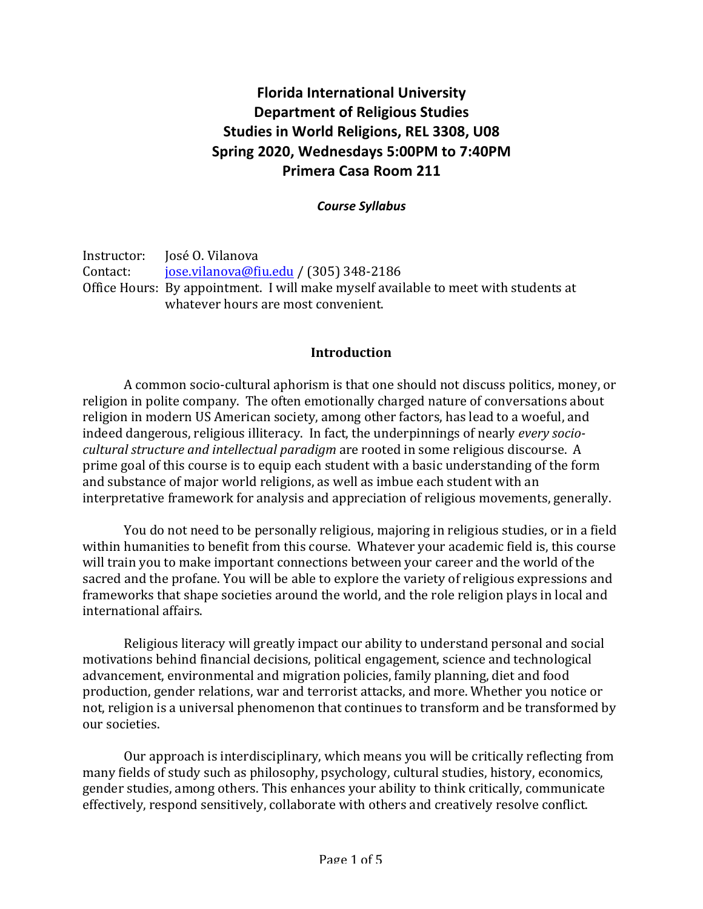# Florida International University
# Department of Religious Studies
# Studies in World Religions, REL 3308, U08
# Spring 2020, Wednesdays 5:00PM to 7:40PM
# Primera Casa Room 211

***Course Syllabus***

Instructor: José O. Vilanova
Contact: [jose.vilanova@fiu.edu](mailto:jose.vilanova@fiu.edu) / (305) 348-2186
Office Hours: By appointment. I will make myself available to meet with students at whatever hours are most convenient.

## Introduction

A common socio-cultural aphorism is that one should not discuss politics, money, or religion in polite company. The often emotionally charged nature of conversations about religion in modern US American society, among other factors, has lead to a woeful, and indeed dangerous, religious illiteracy. In fact, the underpinnings of nearly *every socio-cultural structure and intellectual paradigm* are rooted in some religious discourse. A prime goal of this course is to equip each student with a basic understanding of the form and substance of major world religions, as well as imbue each student with an interpretative framework for analysis and appreciation of religious movements, generally.

You do not need to be personally religious, majoring in religious studies, or in a field within humanities to benefit from this course. Whatever your academic field is, this course will train you to make important connections between your career and the world of the sacred and the profane. You will be able to explore the variety of religious expressions and frameworks that shape societies around the world, and the role religion plays in local and international affairs.

Religious literacy will greatly impact our ability to understand personal and social motivations behind financial decisions, political engagement, science and technological advancement, environmental and migration policies, family planning, diet and food production, gender relations, war and terrorist attacks, and more. Whether you notice or not, religion is a universal phenomenon that continues to transform and be transformed by our societies.

Our approach is interdisciplinary, which means you will be critically reflecting from many fields of study such as philosophy, psychology, cultural studies, history, economics, gender studies, among others. This enhances your ability to think critically, communicate effectively, respond sensitively, collaborate with others and creatively resolve conflict.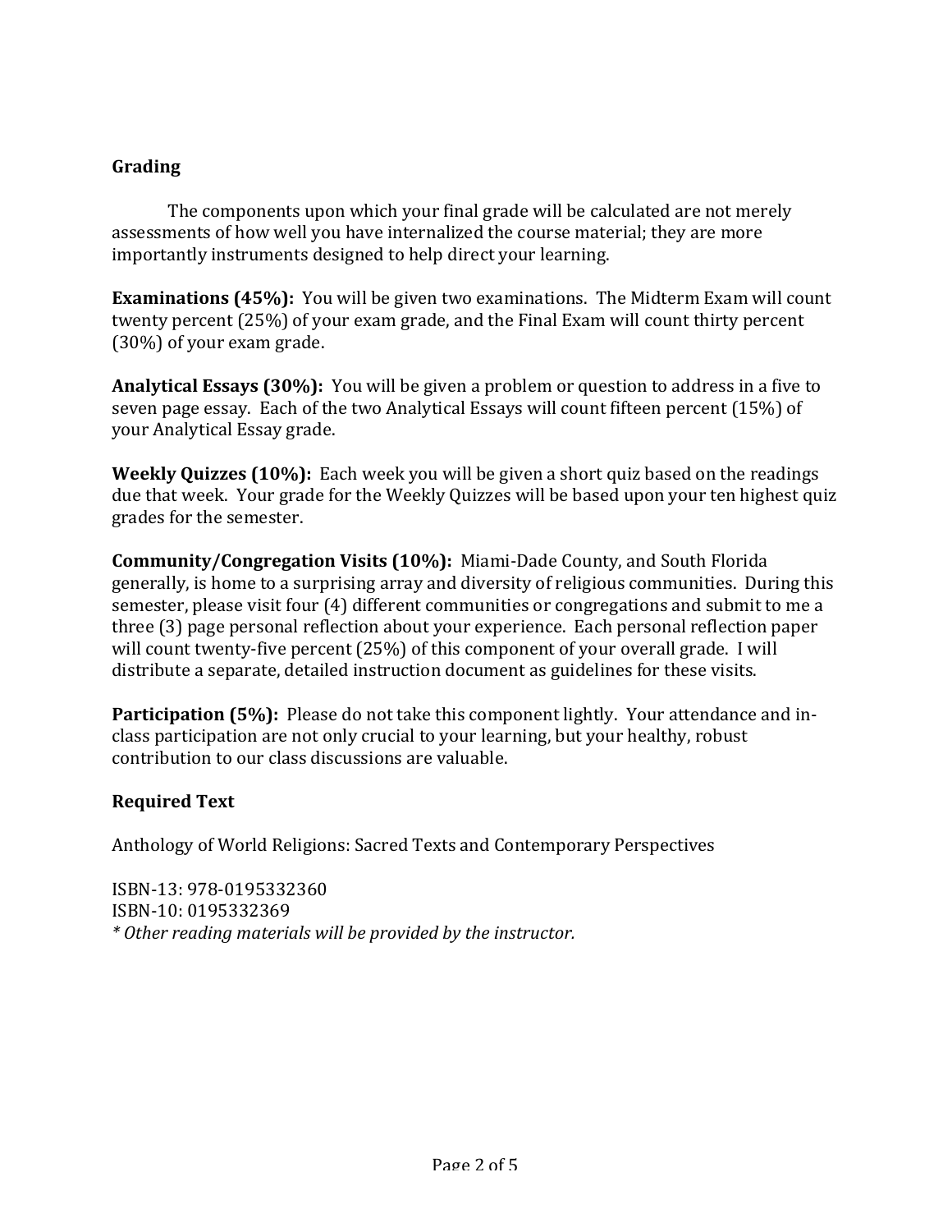## Grading

The components upon which your final grade will be calculated are not merely assessments of how well you have internalized the course material; they are more importantly instruments designed to help direct your learning.

**Examinations (45%):** You will be given two examinations. The Midterm Exam will count twenty percent (25%) of your exam grade, and the Final Exam will count thirty percent (30%) of your exam grade.

**Analytical Essays (30%):** You will be given a problem or question to address in a five to seven page essay. Each of the two Analytical Essays will count fifteen percent (15%) of your Analytical Essay grade.

**Weekly Quizzes (10%):** Each week you will be given a short quiz based on the readings due that week. Your grade for the Weekly Quizzes will be based upon your ten highest quiz grades for the semester.

**Community/Congregation Visits (10%):** Miami-Dade County, and South Florida generally, is home to a surprising array and diversity of religious communities. During this semester, please visit four (4) different communities or congregations and submit to me a three (3) page personal reflection about your experience. Each personal reflection paper will count twenty-five percent (25%) of this component of your overall grade. I will distribute a separate, detailed instruction document as guidelines for these visits.

**Participation (5%):** Please do not take this component lightly. Your attendance and in-class participation are not only crucial to your learning, but your healthy, robust contribution to our class discussions are valuable.

## Required Text

Anthology of World Religions: Sacred Texts and Contemporary Perspectives

ISBN-13: 978-0195332360
ISBN-10: 0195332369
*\* Other reading materials will be provided by the instructor.*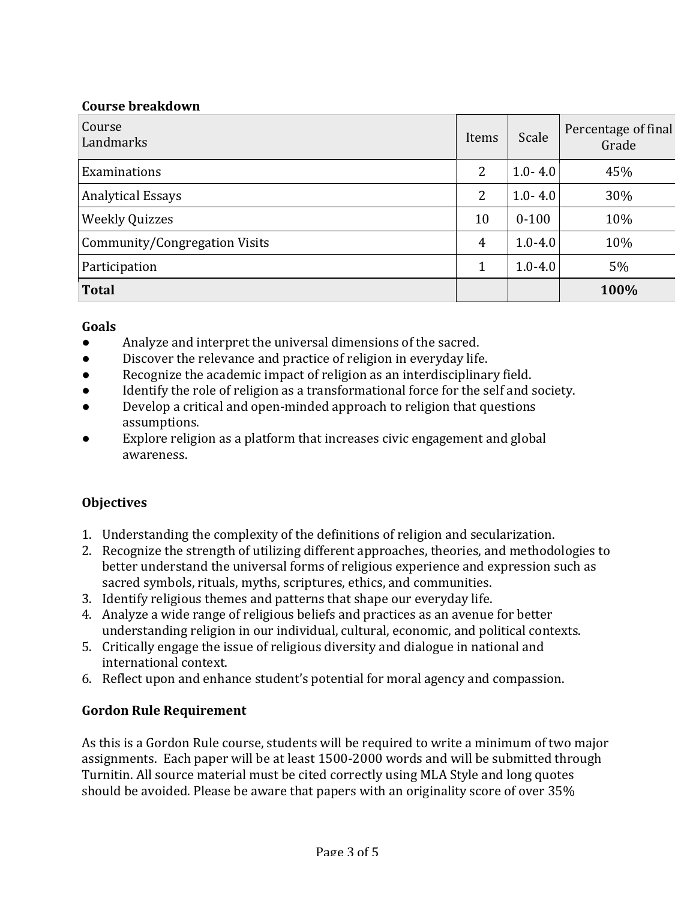**Course breakdown**

| Course Landmarks | Items | Scale | Percentage of final Grade |
|---|---|---|---|
| Examinations | 2 | 1.0- 4.0 | 45% |
| Analytical Essays | 2 | 1.0- 4.0 | 30% |
| Weekly Quizzes | 10 | 0-100 | 10% |
| Community/Congregation Visits | 4 | 1.0-4.0 | 10% |
| Participation | 1 | 1.0-4.0 | 5% |
| **Total** | | | **100%** |

**Goals**

- Analyze and interpret the universal dimensions of the sacred.
- Discover the relevance and practice of religion in everyday life.
- Recognize the academic impact of religion as an interdisciplinary field.
- Identify the role of religion as a transformational force for the self and society.
- Develop a critical and open-minded approach to religion that questions assumptions.
- Explore religion as a platform that increases civic engagement and global awareness.

**Objectives**

1. Understanding the complexity of the definitions of religion and secularization.
2. Recognize the strength of utilizing different approaches, theories, and methodologies to better understand the universal forms of religious experience and expression such as sacred symbols, rituals, myths, scriptures, ethics, and communities.
3. Identify religious themes and patterns that shape our everyday life.
4. Analyze a wide range of religious beliefs and practices as an avenue for better understanding religion in our individual, cultural, economic, and political contexts.
5. Critically engage the issue of religious diversity and dialogue in national and international context.
6. Reflect upon and enhance student's potential for moral agency and compassion.

**Gordon Rule Requirement**

As this is a Gordon Rule course, students will be required to write a minimum of two major assignments. Each paper will be at least 1500-2000 words and will be submitted through Turnitin. All source material must be cited correctly using MLA Style and long quotes should be avoided. Please be aware that papers with an originality score of over 35%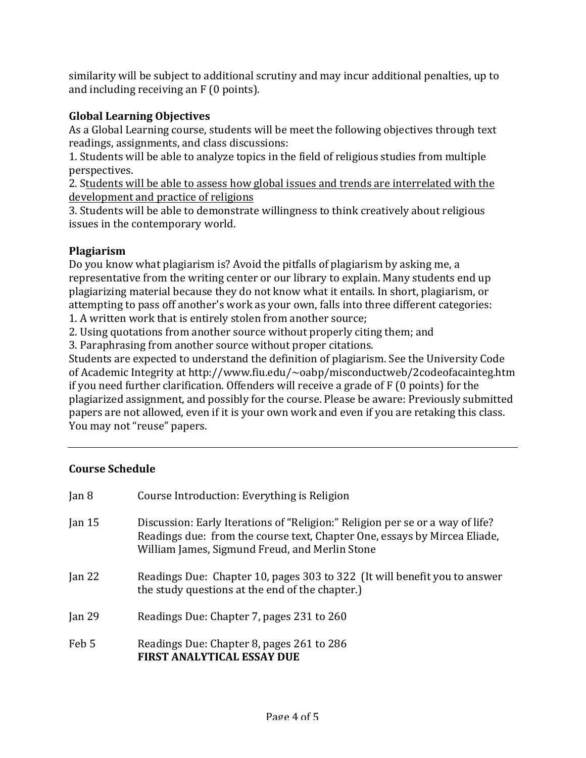similarity will be subject to additional scrutiny and may incur additional penalties, up to and including receiving an F (0 points).

**Global Learning Objectives**

As a Global Learning course, students will be meet the following objectives through text readings, assignments, and class discussions:

1. Students will be able to analyze topics in the field of religious studies from multiple perspectives.
2. Students will be able to assess how global issues and trends are interrelated with the development and practice of religions
3. Students will be able to demonstrate willingness to think creatively about religious issues in the contemporary world.

**Plagiarism**

Do you know what plagiarism is? Avoid the pitfalls of plagiarism by asking me, a representative from the writing center or our library to explain. Many students end up plagiarizing material because they do not know what it entails. In short, plagiarism, or attempting to pass off another's work as your own, falls into three different categories:

1. A written work that is entirely stolen from another source;
2. Using quotations from another source without properly citing them; and
3. Paraphrasing from another source without proper citations.

Students are expected to understand the definition of plagiarism. See the University Code of Academic Integrity at http://www.fiu.edu/~oabp/misconductweb/2codeofacainteg.htm if you need further clarification. Offenders will receive a grade of F (0 points) for the plagiarized assignment, and possibly for the course. Please be aware: Previously submitted papers are not allowed, even if it is your own work and even if you are retaking this class. You may not "reuse" papers.

---

**Course Schedule**

| | |
|---|---|
| Jan 8 | Course Introduction: Everything is Religion |
| Jan 15 | Discussion: Early Iterations of "Religion:" Religion per se or a way of life? Readings due: from the course text, Chapter One, essays by Mircea Eliade, William James, Sigmund Freud, and Merlin Stone |
| Jan 22 | Readings Due: Chapter 10, pages 303 to 322 (It will benefit you to answer the study questions at the end of the chapter.) |
| Jan 29 | Readings Due: Chapter 7, pages 231 to 260 |
| Feb 5 | Readings Due: Chapter 8, pages 261 to 286 **FIRST ANALYTICAL ESSAY DUE** |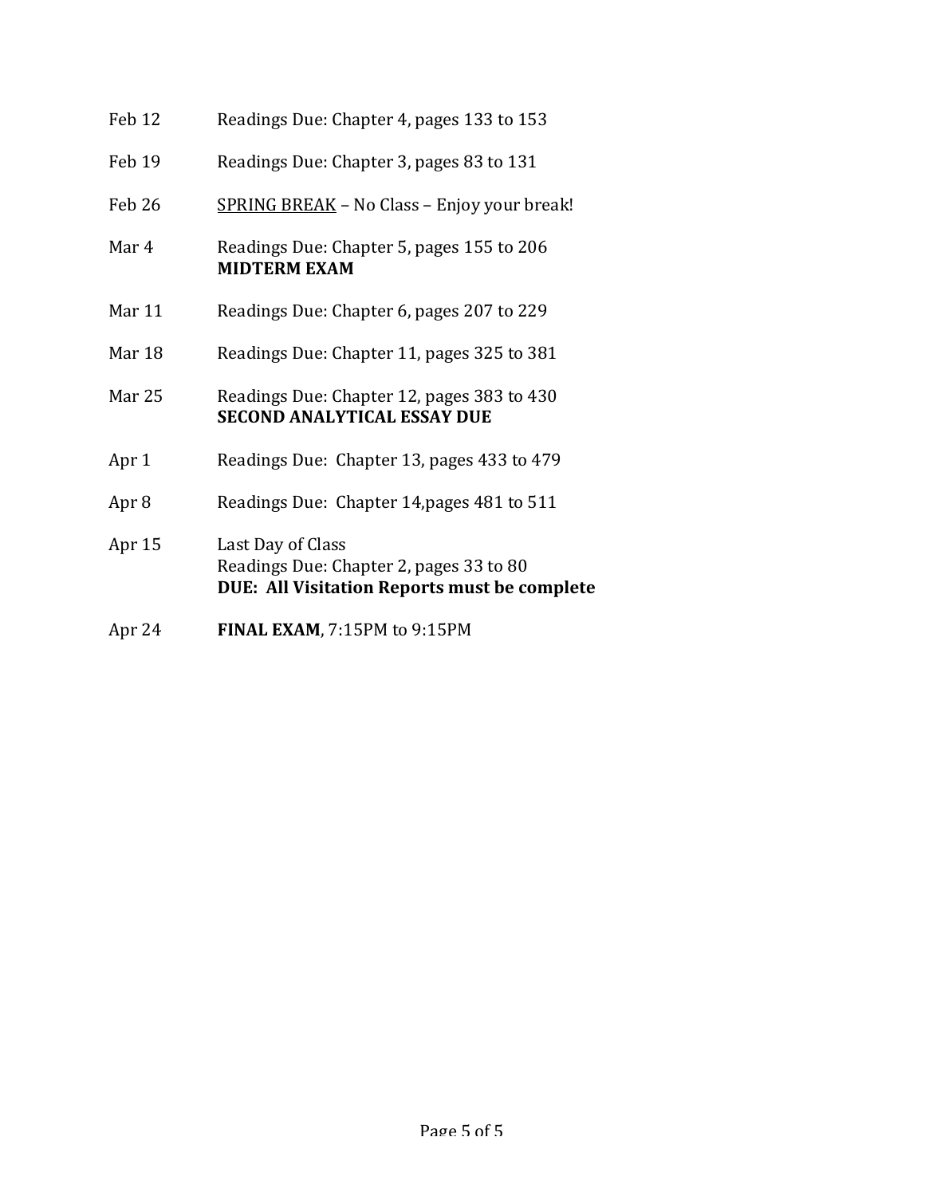| | |
|---|---|
| Feb 12 | Readings Due: Chapter 4, pages 133 to 153 |
| Feb 19 | Readings Due: Chapter 3, pages 83 to 131 |
| Feb 26 | <u>SPRING BREAK</u> – No Class – Enjoy your break! |
| Mar 4 | Readings Due: Chapter 5, pages 155 to 206<br>**MIDTERM EXAM** |
| Mar 11 | Readings Due: Chapter 6, pages 207 to 229 |
| Mar 18 | Readings Due: Chapter 11, pages 325 to 381 |
| Mar 25 | Readings Due: Chapter 12, pages 383 to 430<br>**SECOND ANALYTICAL ESSAY DUE** |
| Apr 1 | Readings Due: Chapter 13, pages 433 to 479 |
| Apr 8 | Readings Due: Chapter 14,pages 481 to 511 |
| Apr 15 | Last Day of Class<br>Readings Due: Chapter 2, pages 33 to 80<br>**DUE: All Visitation Reports must be complete** |
| Apr 24 | **FINAL EXAM**, 7:15PM to 9:15PM |